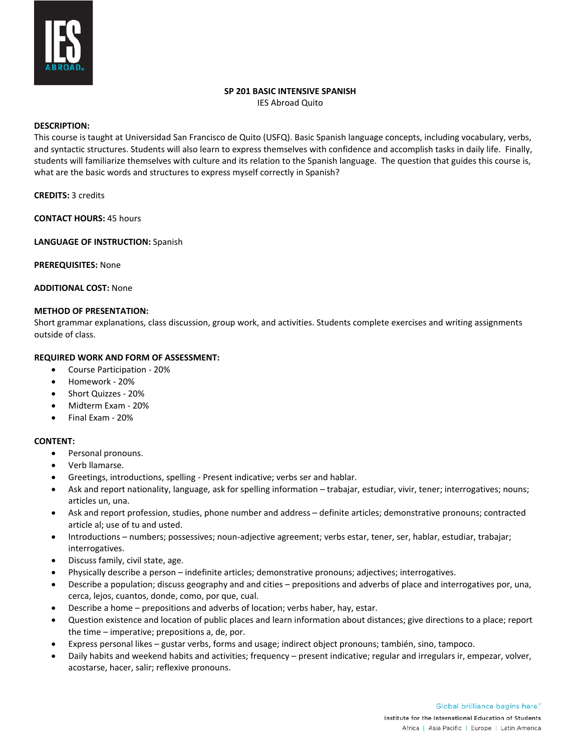# SP 201 BASIC INTENSIVE SPANISH

IES Abroad Quito

**DESCRIPTION:**
This course is taught at Universidad San Francisco de Quito (USFQ). Basic Spanish language concepts, including vocabulary, verbs, and syntactic structures. Students will also learn to express themselves with confidence and accomplish tasks in daily life. Finally, students will familiarize themselves with culture and its relation to the Spanish language. The question that guides this course is, what are the basic words and structures to express myself correctly in Spanish?

**CREDITS:** 3 credits

**CONTACT HOURS:** 45 hours

**LANGUAGE OF INSTRUCTION:** Spanish

**PREREQUISITES:** None

**ADDITIONAL COST:** None

**METHOD OF PRESENTATION:**
Short grammar explanations, class discussion, group work, and activities. Students complete exercises and writing assignments outside of class.

**REQUIRED WORK AND FORM OF ASSESSMENT:**

- Course Participation - 20%
- Homework - 20%
- Short Quizzes - 20%
- Midterm Exam - 20%
- Final Exam - 20%

**CONTENT:**

- Personal pronouns.
- Verb llamarse.
- Greetings, introductions, spelling - Present indicative; verbs ser and hablar.
- Ask and report nationality, language, ask for spelling information – trabajar, estudiar, vivir, tener; interrogatives; nouns; articles un, una.
- Ask and report profession, studies, phone number and address – definite articles; demonstrative pronouns; contracted article al; use of tu and usted.
- Introductions – numbers; possessives; noun-adjective agreement; verbs estar, tener, ser, hablar, estudiar, trabajar; interrogatives.
- Discuss family, civil state, age.
- Physically describe a person – indefinite articles; demonstrative pronouns; adjectives; interrogatives.
- Describe a population; discuss geography and and cities – prepositions and adverbs of place and interrogatives por, una, cerca, lejos, cuantos, donde, como, por que, cual.
- Describe a home – prepositions and adverbs of location; verbs haber, hay, estar.
- Question existence and location of public places and learn information about distances; give directions to a place; report the time – imperative; prepositions a, de, por.
- Express personal likes – gustar verbs, forms and usage; indirect object pronouns; también, sino, tampoco.
- Daily habits and weekend habits and activities; frequency – present indicative; regular and irregulars ir, empezar, volver, acostarse, hacer, salir; reflexive pronouns.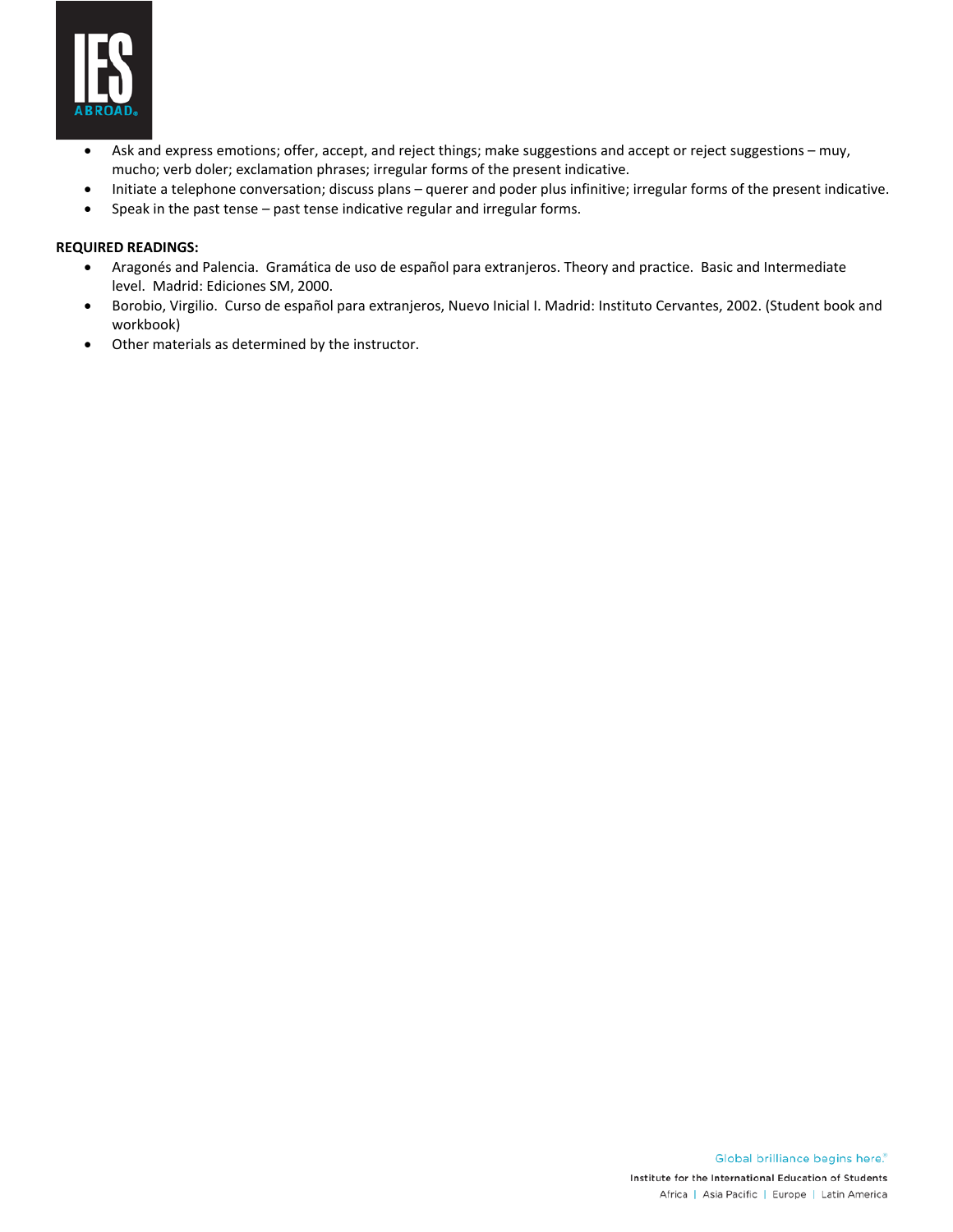- Ask and express emotions; offer, accept, and reject things; make suggestions and accept or reject suggestions – muy, mucho; verb doler; exclamation phrases; irregular forms of the present indicative.
- Initiate a telephone conversation; discuss plans – querer and poder plus infinitive; irregular forms of the present indicative.
- Speak in the past tense – past tense indicative regular and irregular forms.

**REQUIRED READINGS:**

- Aragonés and Palencia. Gramática de uso de español para extranjeros. Theory and practice. Basic and Intermediate level. Madrid: Ediciones SM, 2000.
- Borobio, Virgilio. Curso de español para extranjeros, Nuevo Inicial I. Madrid: Instituto Cervantes, 2002. (Student book and workbook)
- Other materials as determined by the instructor.